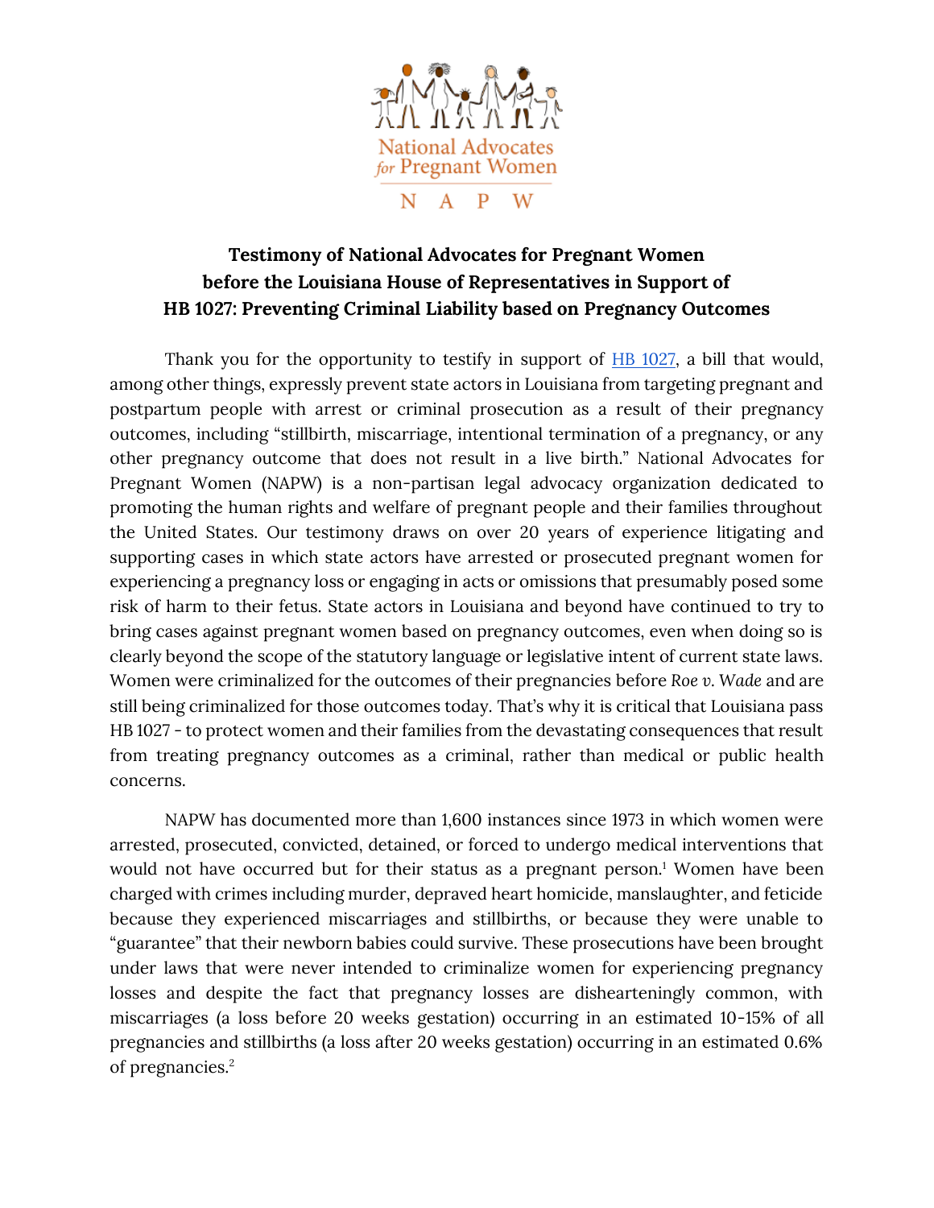National Advocates for Pregnant Women

N A P W

**Testimony of National Advocates for Pregnant Women before the Louisiana House of Representatives in Support of HB 1027: Preventing Criminal Liability based on Pregnancy Outcomes**

Thank you for the opportunity to testify in support of HB 1027, a bill that would, among other things, expressly prevent state actors in Louisiana from targeting pregnant and postpartum people with arrest or criminal prosecution as a result of their pregnancy outcomes, including "stillbirth, miscarriage, intentional termination of a pregnancy, or any other pregnancy outcome that does not result in a live birth." National Advocates for Pregnant Women (NAPW) is a non-partisan legal advocacy organization dedicated to promoting the human rights and welfare of pregnant people and their families throughout the United States. Our testimony draws on over 20 years of experience litigating and supporting cases in which state actors have arrested or prosecuted pregnant women for experiencing a pregnancy loss or engaging in acts or omissions that presumably posed some risk of harm to their fetus. State actors in Louisiana and beyond have continued to try to bring cases against pregnant women based on pregnancy outcomes, even when doing so is clearly beyond the scope of the statutory language or legislative intent of current state laws. Women were criminalized for the outcomes of their pregnancies before *Roe v. Wade* and are still being criminalized for those outcomes today. That's why it is critical that Louisiana pass HB 1027 - to protect women and their families from the devastating consequences that result from treating pregnancy outcomes as a criminal, rather than medical or public health concerns.

NAPW has documented more than 1,600 instances since 1973 in which women were arrested, prosecuted, convicted, detained, or forced to undergo medical interventions that would not have occurred but for their status as a pregnant person.[1] Women have been charged with crimes including murder, depraved heart homicide, manslaughter, and feticide because they experienced miscarriages and stillbirths, or because they were unable to "guarantee" that their newborn babies could survive. These prosecutions have been brought under laws that were never intended to criminalize women for experiencing pregnancy losses and despite the fact that pregnancy losses are dishearteningly common, with miscarriages (a loss before 20 weeks gestation) occurring in an estimated 10-15% of all pregnancies and stillbirths (a loss after 20 weeks gestation) occurring in an estimated 0.6% of pregnancies.[2]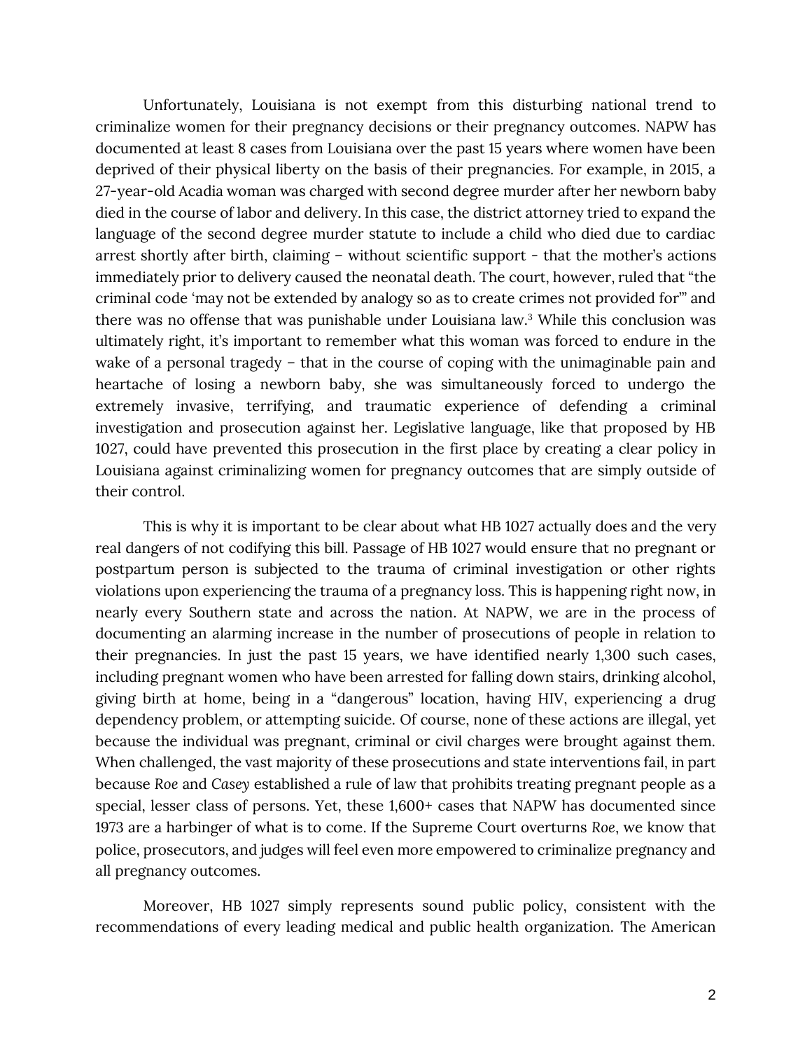Unfortunately, Louisiana is not exempt from this disturbing national trend to criminalize women for their pregnancy decisions or their pregnancy outcomes. NAPW has documented at least 8 cases from Louisiana over the past 15 years where women have been deprived of their physical liberty on the basis of their pregnancies. For example, in 2015, a 27-year-old Acadia woman was charged with second degree murder after her newborn baby died in the course of labor and delivery. In this case, the district attorney tried to expand the language of the second degree murder statute to include a child who died due to cardiac arrest shortly after birth, claiming – without scientific support - that the mother's actions immediately prior to delivery caused the neonatal death. The court, however, ruled that "the criminal code 'may not be extended by analogy so as to create crimes not provided for'" and there was no offense that was punishable under Louisiana law.[3] While this conclusion was ultimately right, it's important to remember what this woman was forced to endure in the wake of a personal tragedy – that in the course of coping with the unimaginable pain and heartache of losing a newborn baby, she was simultaneously forced to undergo the extremely invasive, terrifying, and traumatic experience of defending a criminal investigation and prosecution against her. Legislative language, like that proposed by HB 1027, could have prevented this prosecution in the first place by creating a clear policy in Louisiana against criminalizing women for pregnancy outcomes that are simply outside of their control.

This is why it is important to be clear about what HB 1027 actually does and the very real dangers of not codifying this bill. Passage of HB 1027 would ensure that no pregnant or postpartum person is subjected to the trauma of criminal investigation or other rights violations upon experiencing the trauma of a pregnancy loss. This is happening right now, in nearly every Southern state and across the nation. At NAPW, we are in the process of documenting an alarming increase in the number of prosecutions of people in relation to their pregnancies. In just the past 15 years, we have identified nearly 1,300 such cases, including pregnant women who have been arrested for falling down stairs, drinking alcohol, giving birth at home, being in a "dangerous" location, having HIV, experiencing a drug dependency problem, or attempting suicide. Of course, none of these actions are illegal, yet because the individual was pregnant, criminal or civil charges were brought against them. When challenged, the vast majority of these prosecutions and state interventions fail, in part because *Roe* and *Casey* established a rule of law that prohibits treating pregnant people as a special, lesser class of persons. Yet, these 1,600+ cases that NAPW has documented since 1973 are a harbinger of what is to come. If the Supreme Court overturns *Roe*, we know that police, prosecutors, and judges will feel even more empowered to criminalize pregnancy and all pregnancy outcomes.

Moreover, HB 1027 simply represents sound public policy, consistent with the recommendations of every leading medical and public health organization. The American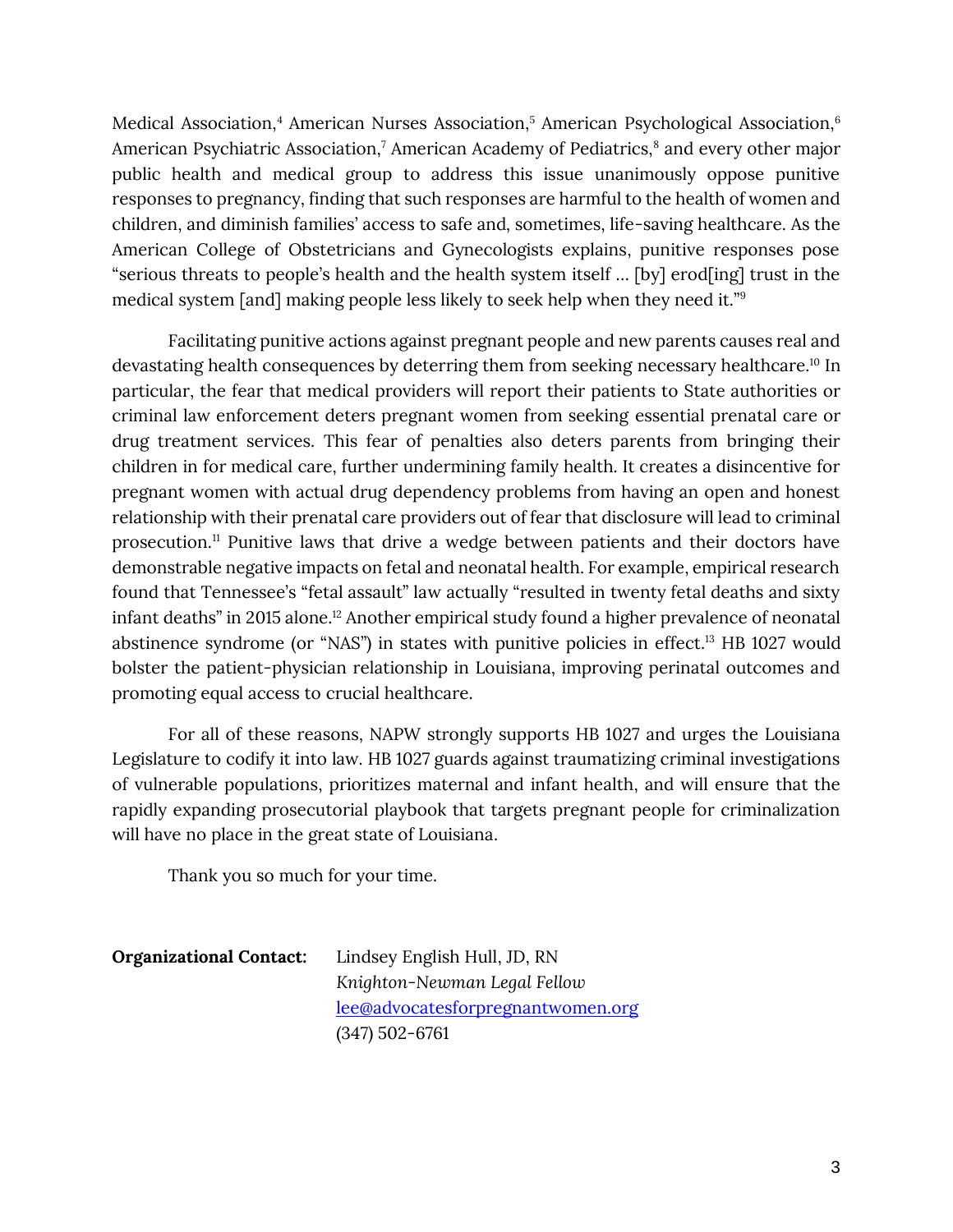Medical Association,[4] American Nurses Association,[5] American Psychological Association,[6] American Psychiatric Association,[7] American Academy of Pediatrics,[8] and every other major public health and medical group to address this issue unanimously oppose punitive responses to pregnancy, finding that such responses are harmful to the health of women and children, and diminish families' access to safe and, sometimes, life-saving healthcare. As the American College of Obstetricians and Gynecologists explains, punitive responses pose "serious threats to people's health and the health system itself ... [by] erod[ing] trust in the medical system [and] making people less likely to seek help when they need it."[9]

Facilitating punitive actions against pregnant people and new parents causes real and devastating health consequences by deterring them from seeking necessary healthcare.[10] In particular, the fear that medical providers will report their patients to State authorities or criminal law enforcement deters pregnant women from seeking essential prenatal care or drug treatment services. This fear of penalties also deters parents from bringing their children in for medical care, further undermining family health. It creates a disincentive for pregnant women with actual drug dependency problems from having an open and honest relationship with their prenatal care providers out of fear that disclosure will lead to criminal prosecution.[11] Punitive laws that drive a wedge between patients and their doctors have demonstrable negative impacts on fetal and neonatal health. For example, empirical research found that Tennessee's "fetal assault" law actually "resulted in twenty fetal deaths and sixty infant deaths" in 2015 alone.[12] Another empirical study found a higher prevalence of neonatal abstinence syndrome (or "NAS") in states with punitive policies in effect.[13] HB 1027 would bolster the patient-physician relationship in Louisiana, improving perinatal outcomes and promoting equal access to crucial healthcare.

For all of these reasons, NAPW strongly supports HB 1027 and urges the Louisiana Legislature to codify it into law. HB 1027 guards against traumatizing criminal investigations of vulnerable populations, prioritizes maternal and infant health, and will ensure that the rapidly expanding prosecutorial playbook that targets pregnant people for criminalization will have no place in the great state of Louisiana.

Thank you so much for your time.

**Organizational Contact:** Lindsey English Hull, JD, RN
*Knighton-Newman Legal Fellow*
lee@advocatesforpregnantwomen.org
(347) 502-6761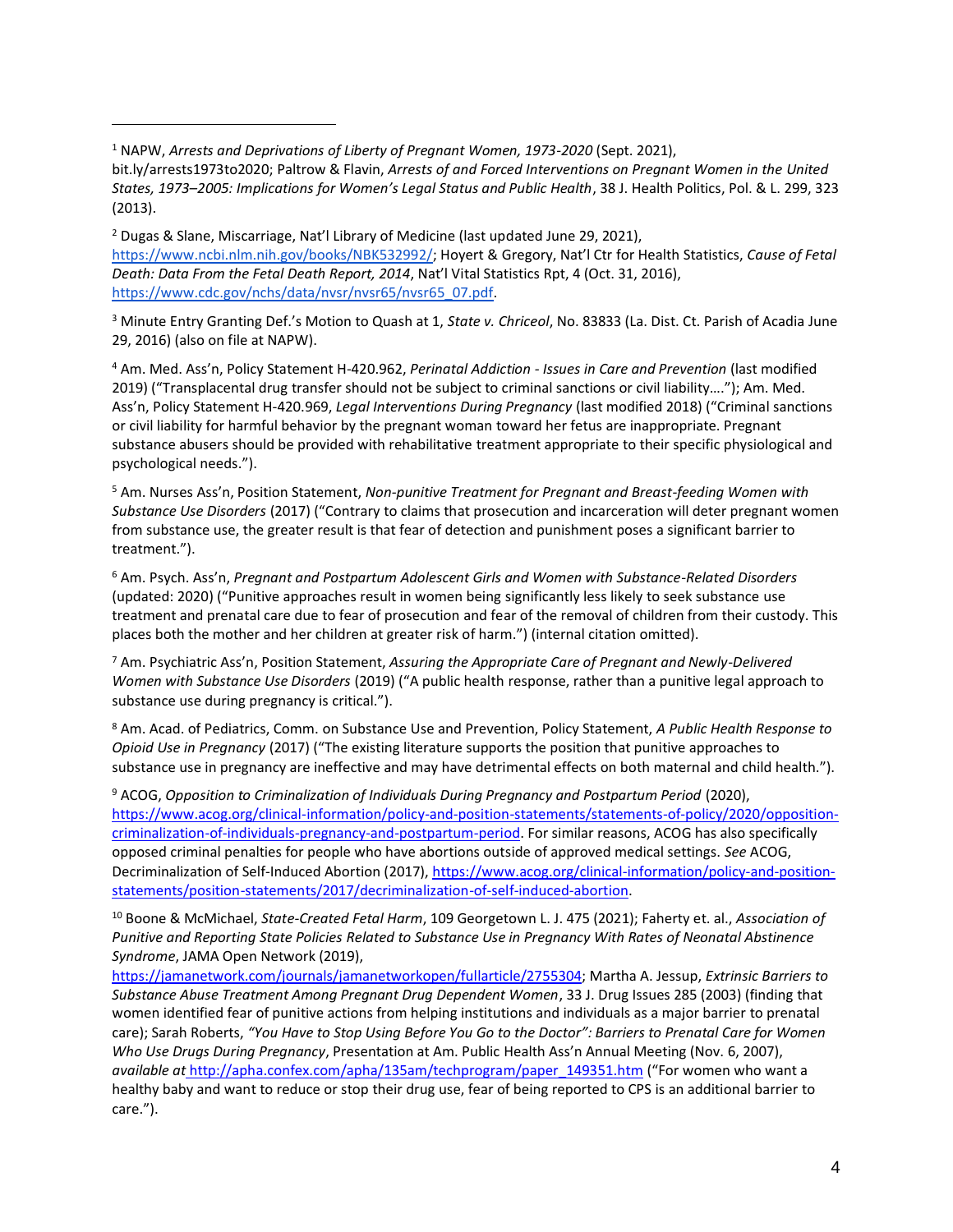[1] NAPW, *Arrests and Deprivations of Liberty of Pregnant Women, 1973-2020* (Sept. 2021), bit.ly/arrests1973to2020; Paltrow & Flavin, *Arrests of and Forced Interventions on Pregnant Women in the United States, 1973–2005: Implications for Women's Legal Status and Public Health*, 38 J. Health Politics, Pol. & L. 299, 323 (2013).

[2] Dugas & Slane, Miscarriage, Nat'l Library of Medicine (last updated June 29, 2021), https://www.ncbi.nlm.nih.gov/books/NBK532992/; Hoyert & Gregory, Nat'l Ctr for Health Statistics, *Cause of Fetal Death: Data From the Fetal Death Report, 2014*, Nat'l Vital Statistics Rpt, 4 (Oct. 31, 2016), https://www.cdc.gov/nchs/data/nvsr/nvsr65/nvsr65_07.pdf.

[3] Minute Entry Granting Def.'s Motion to Quash at 1, *State v. Chriceol*, No. 83833 (La. Dist. Ct. Parish of Acadia June 29, 2016) (also on file at NAPW).

[4] Am. Med. Ass'n, Policy Statement H-420.962, *Perinatal Addiction - Issues in Care and Prevention* (last modified 2019) ("Transplacental drug transfer should not be subject to criminal sanctions or civil liability…."); Am. Med. Ass'n, Policy Statement H-420.969, *Legal Interventions During Pregnancy* (last modified 2018) ("Criminal sanctions or civil liability for harmful behavior by the pregnant woman toward her fetus are inappropriate. Pregnant substance abusers should be provided with rehabilitative treatment appropriate to their specific physiological and psychological needs.").

[5] Am. Nurses Ass'n, Position Statement, *Non-punitive Treatment for Pregnant and Breast-feeding Women with Substance Use Disorders* (2017) ("Contrary to claims that prosecution and incarceration will deter pregnant women from substance use, the greater result is that fear of detection and punishment poses a significant barrier to treatment.").

[6] Am. Psych. Ass'n, *Pregnant and Postpartum Adolescent Girls and Women with Substance-Related Disorders* (updated: 2020) ("Punitive approaches result in women being significantly less likely to seek substance use treatment and prenatal care due to fear of prosecution and fear of the removal of children from their custody. This places both the mother and her children at greater risk of harm.") (internal citation omitted).

[7] Am. Psychiatric Ass'n, Position Statement, *Assuring the Appropriate Care of Pregnant and Newly-Delivered Women with Substance Use Disorders* (2019) ("A public health response, rather than a punitive legal approach to substance use during pregnancy is critical.").

[8] Am. Acad. of Pediatrics, Comm. on Substance Use and Prevention, Policy Statement, *A Public Health Response to Opioid Use in Pregnancy* (2017) ("The existing literature supports the position that punitive approaches to substance use in pregnancy are ineffective and may have detrimental effects on both maternal and child health.").

[9] ACOG, *Opposition to Criminalization of Individuals During Pregnancy and Postpartum Period* (2020), https://www.acog.org/clinical-information/policy-and-position-statements/statements-of-policy/2020/opposition-criminalization-of-individuals-pregnancy-and-postpartum-period. For similar reasons, ACOG has also specifically opposed criminal penalties for people who have abortions outside of approved medical settings. *See* ACOG, Decriminalization of Self-Induced Abortion (2017), https://www.acog.org/clinical-information/policy-and-position-statements/position-statements/2017/decriminalization-of-self-induced-abortion.

[10] Boone & McMichael, *State-Created Fetal Harm*, 109 Georgetown L. J. 475 (2021); Faherty et. al., *Association of Punitive and Reporting State Policies Related to Substance Use in Pregnancy With Rates of Neonatal Abstinence Syndrome*, JAMA Open Network (2019), https://jamanetwork.com/journals/jamanetworkopen/fullarticle/2755304; Martha A. Jessup, *Extrinsic Barriers to Substance Abuse Treatment Among Pregnant Drug Dependent Women*, 33 J. Drug Issues 285 (2003) (finding that women identified fear of punitive actions from helping institutions and individuals as a major barrier to prenatal care); Sarah Roberts, *"You Have to Stop Using Before You Go to the Doctor": Barriers to Prenatal Care for Women Who Use Drugs During Pregnancy*, Presentation at Am. Public Health Ass'n Annual Meeting (Nov. 6, 2007), *available at* http://apha.confex.com/apha/135am/techprogram/paper_149351.htm ("For women who want a healthy baby and want to reduce or stop their drug use, fear of being reported to CPS is an additional barrier to care.").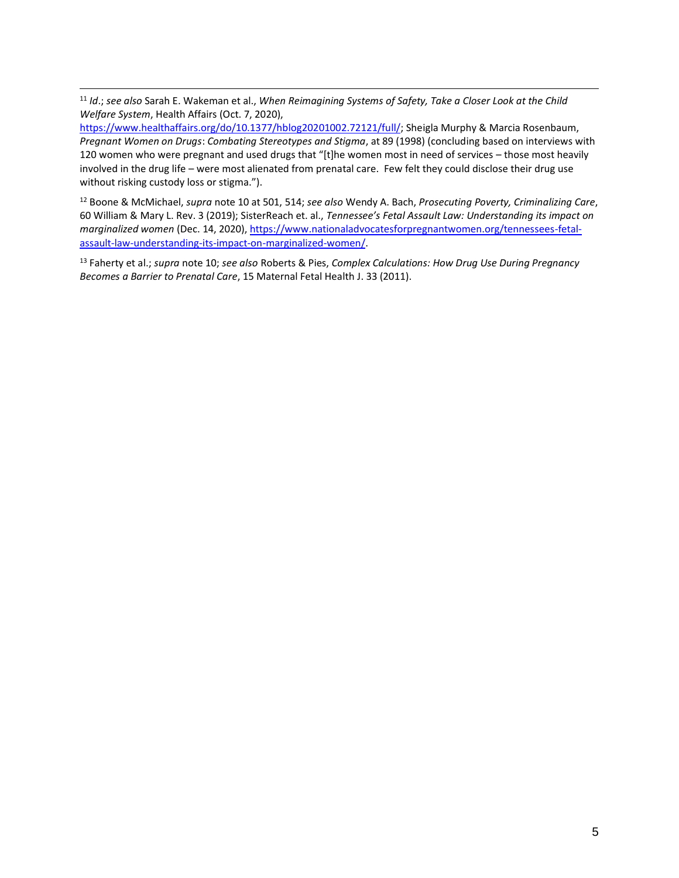[11] *Id*.; *see also* Sarah E. Wakeman et al., *When Reimagining Systems of Safety, Take a Closer Look at the Child Welfare System*, Health Affairs (Oct. 7, 2020), https://www.healthaffairs.org/do/10.1377/hblog20201002.72121/full/; Sheigla Murphy & Marcia Rosenbaum, *Pregnant Women on Drugs*: *Combating Stereotypes and Stigma*, at 89 (1998) (concluding based on interviews with 120 women who were pregnant and used drugs that "[t]he women most in need of services – those most heavily involved in the drug life – were most alienated from prenatal care. Few felt they could disclose their drug use without risking custody loss or stigma.").

[12] Boone & McMichael, *supra* note 10 at 501, 514; *see also* Wendy A. Bach, *Prosecuting Poverty, Criminalizing Care*, 60 William & Mary L. Rev. 3 (2019); SisterReach et. al., *Tennessee's Fetal Assault Law: Understanding its impact on marginalized women* (Dec. 14, 2020), https://www.nationaladvocatesforpregnantwomen.org/tennessees-fetal-assault-law-understanding-its-impact-on-marginalized-women/.

[13] Faherty et al.; *supra* note 10; *see also* Roberts & Pies, *Complex Calculations: How Drug Use During Pregnancy Becomes a Barrier to Prenatal Care*, 15 Maternal Fetal Health J. 33 (2011).